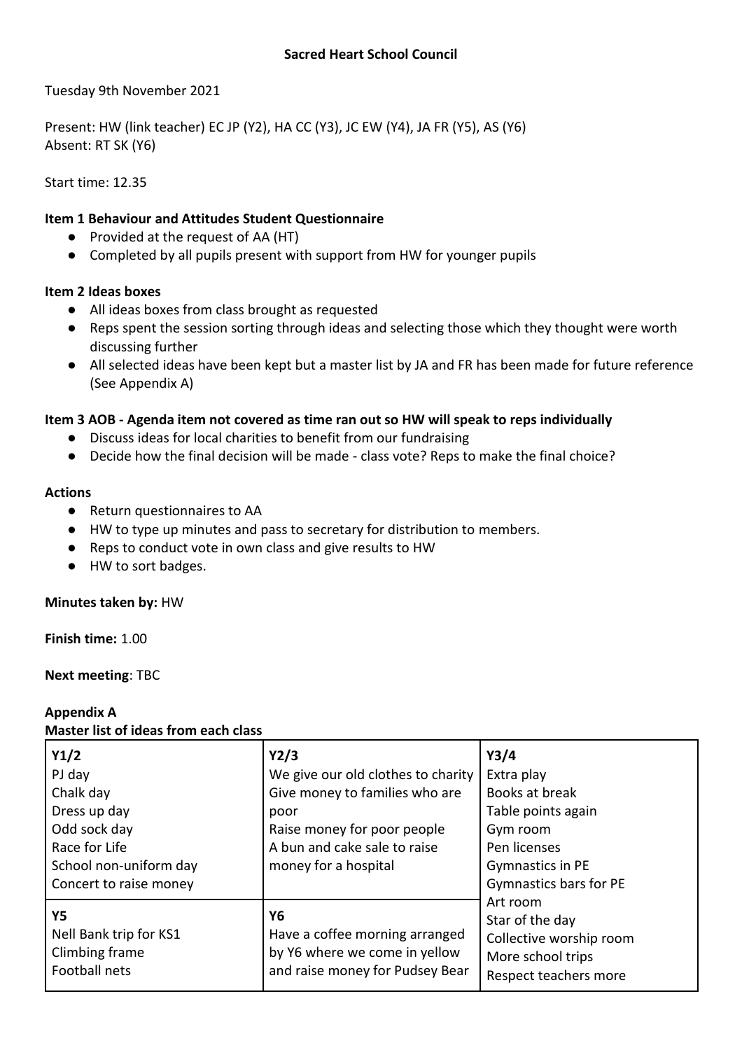# Sacred Heart School Council

Tuesday 9th November 2021

Present: HW (link teacher) EC JP (Y2), HA CC (Y3), JC EW (Y4), JA FR (Y5), AS (Y6)
Absent: RT SK (Y6)

Start time: 12.35

**Item 1 Behaviour and Attitudes Student Questionnaire**

- Provided at the request of AA (HT)
- Completed by all pupils present with support from HW for younger pupils

**Item 2 Ideas boxes**

- All ideas boxes from class brought as requested
- Reps spent the session sorting through ideas and selecting those which they thought were worth discussing further
- All selected ideas have been kept but a master list by JA and FR has been made for future reference (See Appendix A)

**Item 3 AOB - Agenda item not covered as time ran out so HW will speak to reps individually**

- Discuss ideas for local charities to benefit from our fundraising
- Decide how the final decision will be made - class vote? Reps to make the final choice?

**Actions**

- Return questionnaires to AA
- HW to type up minutes and pass to secretary for distribution to members.
- Reps to conduct vote in own class and give results to HW
- HW to sort badges.

**Minutes taken by:** HW

**Finish time:** 1.00

**Next meeting**: TBC

**Appendix A**

**Master list of ideas from each class**

| Y1/2 | Y2/3 | Y3/4 |
|---|---|---|
| PJ day<br>Chalk day<br>Dress up day<br>Odd sock day<br>Race for Life<br>School non-uniform day<br>Concert to raise money | We give our old clothes to charity<br>Give money to families who are poor<br>Raise money for poor people<br>A bun and cake sale to raise money for a hospital | Extra play<br>Books at break<br>Table points again<br>Gym room<br>Pen licenses<br>Gymnastics in PE<br>Gymnastics bars for PE<br>Art room<br>Star of the day<br>Collective worship room<br>More school trips<br>Respect teachers more |
| **Y5**<br>Nell Bank trip for KS1<br>Climbing frame<br>Football nets | **Y6**<br>Have a coffee morning arranged by Y6 where we come in yellow and raise money for Pudsey Bear | |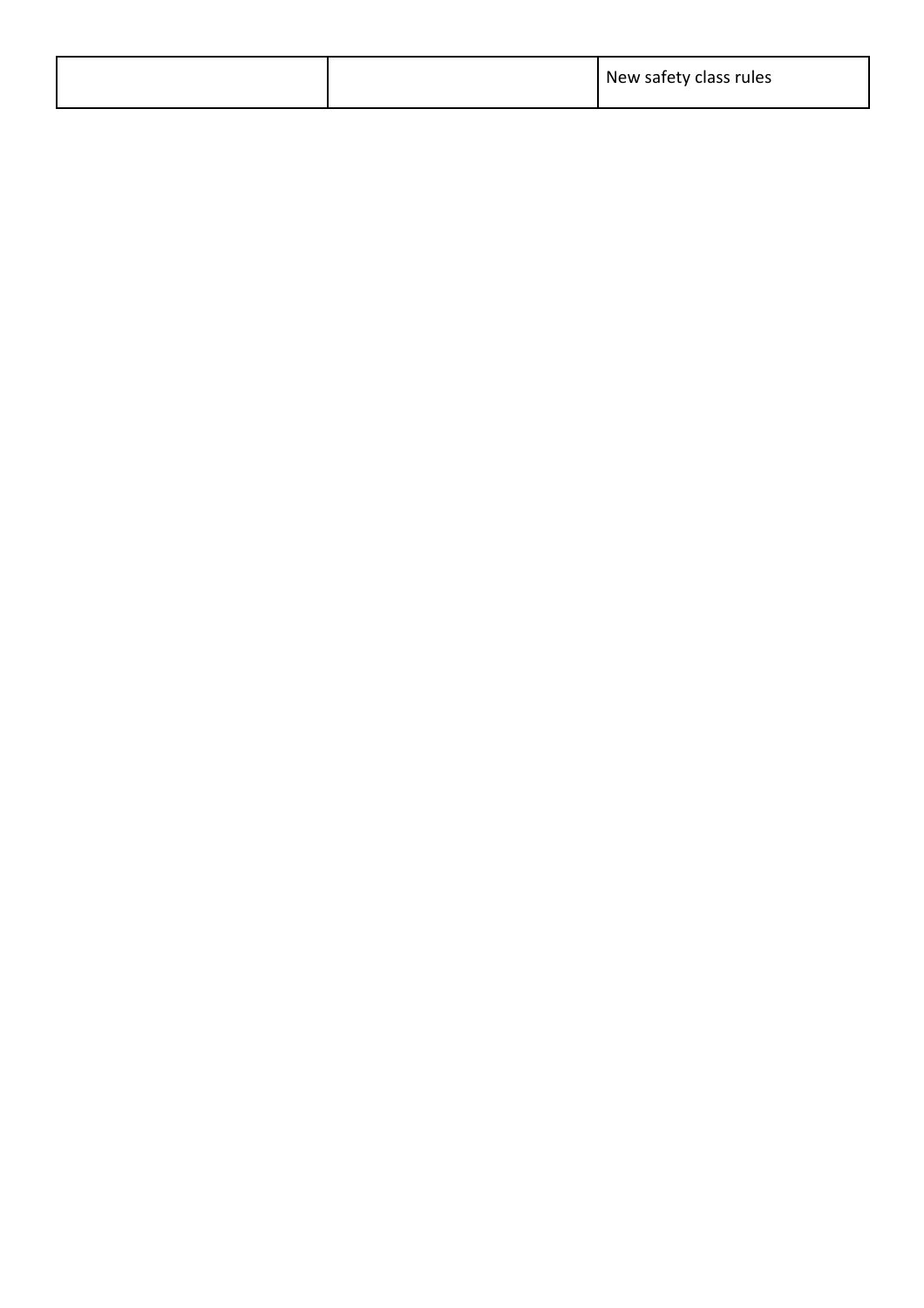| | | |
|---|---|---|
| | | New safety class rules |